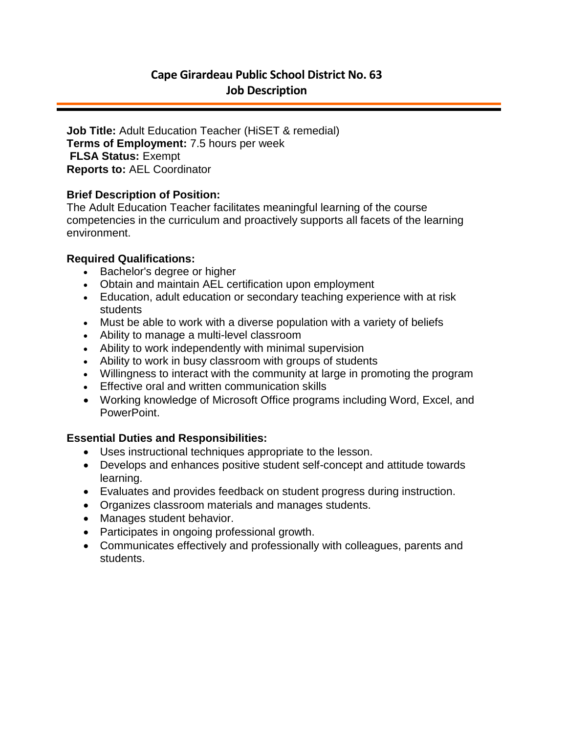# Cape Girardeau Public School District No. 63
## Job Description

**Job Title:** Adult Education Teacher (HiSET & remedial)
**Terms of Employment:** 7.5 hours per week
**FLSA Status:** Exempt
**Reports to:** AEL Coordinator

**Brief Description of Position:**
The Adult Education Teacher facilitates meaningful learning of the course competencies in the curriculum and proactively supports all facets of the learning environment.

**Required Qualifications:**

- Bachelor's degree or higher
- Obtain and maintain AEL certification upon employment
- Education, adult education or secondary teaching experience with at risk students
- Must be able to work with a diverse population with a variety of beliefs
- Ability to manage a multi-level classroom
- Ability to work independently with minimal supervision
- Ability to work in busy classroom with groups of students
- Willingness to interact with the community at large in promoting the program
- Effective oral and written communication skills
- Working knowledge of Microsoft Office programs including Word, Excel, and PowerPoint.

**Essential Duties and Responsibilities:**

- Uses instructional techniques appropriate to the lesson.
- Develops and enhances positive student self-concept and attitude towards learning.
- Evaluates and provides feedback on student progress during instruction.
- Organizes classroom materials and manages students.
- Manages student behavior.
- Participates in ongoing professional growth.
- Communicates effectively and professionally with colleagues, parents and students.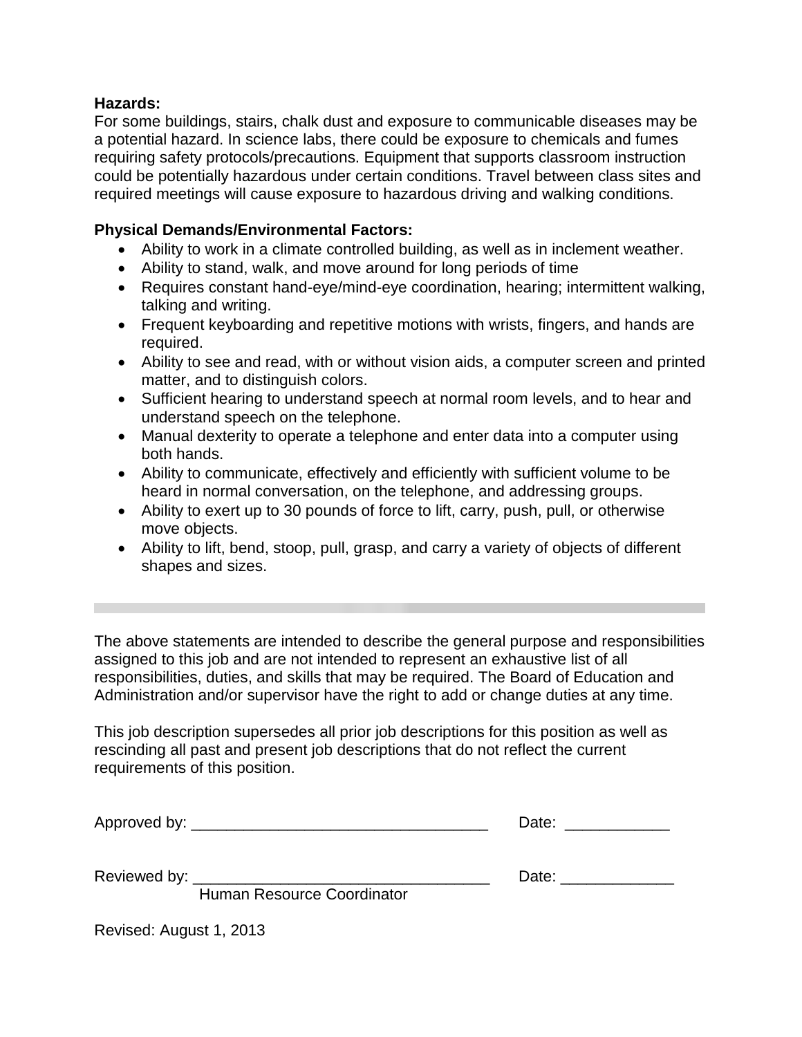**Hazards:**
For some buildings, stairs, chalk dust and exposure to communicable diseases may be a potential hazard. In science labs, there could be exposure to chemicals and fumes requiring safety protocols/precautions. Equipment that supports classroom instruction could be potentially hazardous under certain conditions. Travel between class sites and required meetings will cause exposure to hazardous driving and walking conditions.

**Physical Demands/Environmental Factors:**

- Ability to work in a climate controlled building, as well as in inclement weather.
- Ability to stand, walk, and move around for long periods of time
- Requires constant hand-eye/mind-eye coordination, hearing; intermittent walking, talking and writing.
- Frequent keyboarding and repetitive motions with wrists, fingers, and hands are required.
- Ability to see and read, with or without vision aids, a computer screen and printed matter, and to distinguish colors.
- Sufficient hearing to understand speech at normal room levels, and to hear and understand speech on the telephone.
- Manual dexterity to operate a telephone and enter data into a computer using both hands.
- Ability to communicate, effectively and efficiently with sufficient volume to be heard in normal conversation, on the telephone, and addressing groups.
- Ability to exert up to 30 pounds of force to lift, carry, push, pull, or otherwise move objects.
- Ability to lift, bend, stoop, pull, grasp, and carry a variety of objects of different shapes and sizes.

---

The above statements are intended to describe the general purpose and responsibilities assigned to this job and are not intended to represent an exhaustive list of all responsibilities, duties, and skills that may be required. The Board of Education and Administration and/or supervisor have the right to add or change duties at any time.

This job description supersedes all prior job descriptions for this position as well as rescinding all past and present job descriptions that do not reflect the current requirements of this position.

Approved by: ___________________________________ Date: ____________

Reviewed by: ___________________________________ Date: _____________
Human Resource Coordinator

Revised: August 1, 2013